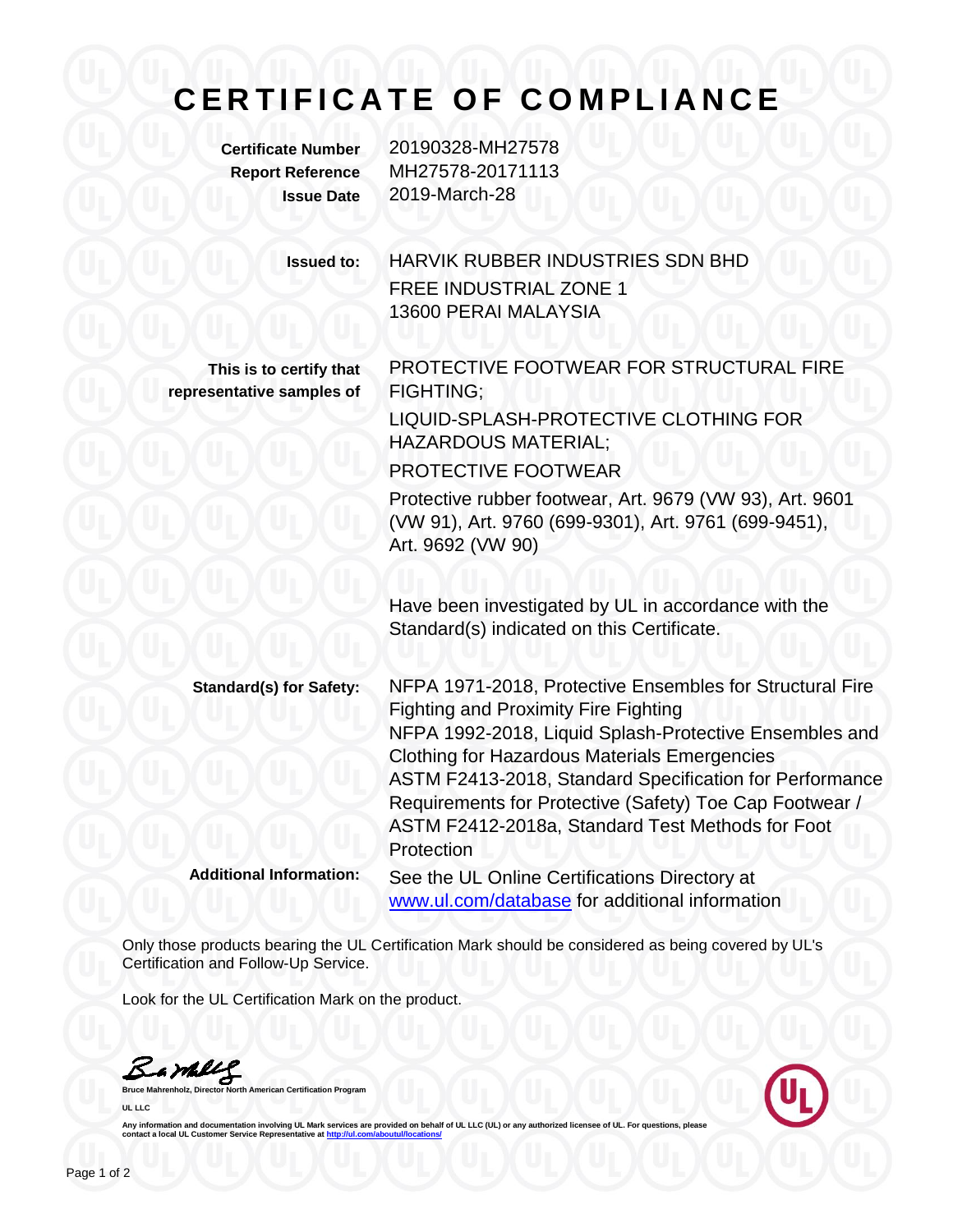# CERTIFICATE OF COMPLIANCE

**Certificate Number** 20190328-MH27578
**Report Reference** MH27578-20171113
**Issue Date** 2019-March-28

**Issued to:** HARVIK RUBBER INDUSTRIES SDN BHD
FREE INDUSTRIAL ZONE 1
13600 PERAI MALAYSIA

**This is to certify that representative samples of**

PROTECTIVE FOOTWEAR FOR STRUCTURAL FIRE FIGHTING;

LIQUID-SPLASH-PROTECTIVE CLOTHING FOR HAZARDOUS MATERIAL;

PROTECTIVE FOOTWEAR

Protective rubber footwear, Art. 9679 (VW 93), Art. 9601 (VW 91), Art. 9760 (699-9301), Art. 9761 (699-9451), Art. 9692 (VW 90)

Have been investigated by UL in accordance with the Standard(s) indicated on this Certificate.

**Standard(s) for Safety:**

NFPA 1971-2018, Protective Ensembles for Structural Fire Fighting and Proximity Fire Fighting
NFPA 1992-2018, Liquid Splash-Protective Ensembles and Clothing for Hazardous Materials Emergencies
ASTM F2413-2018, Standard Specification for Performance Requirements for Protective (Safety) Toe Cap Footwear / ASTM F2412-2018a, Standard Test Methods for Foot Protection

**Additional Information:** See the UL Online Certifications Directory at www.ul.com/database for additional information

Only those products bearing the UL Certification Mark should be considered as being covered by UL's Certification and Follow-Up Service.

Look for the UL Certification Mark on the product.

**Bruce Mahrenholz, Director North American Certification Program**

**UL LLC**

Any information and documentation involving UL Mark services are provided on behalf of UL LLC (UL) or any authorized licensee of UL. For questions, please contact a local UL Customer Service Representative at http://ul.com/aboutul/locations/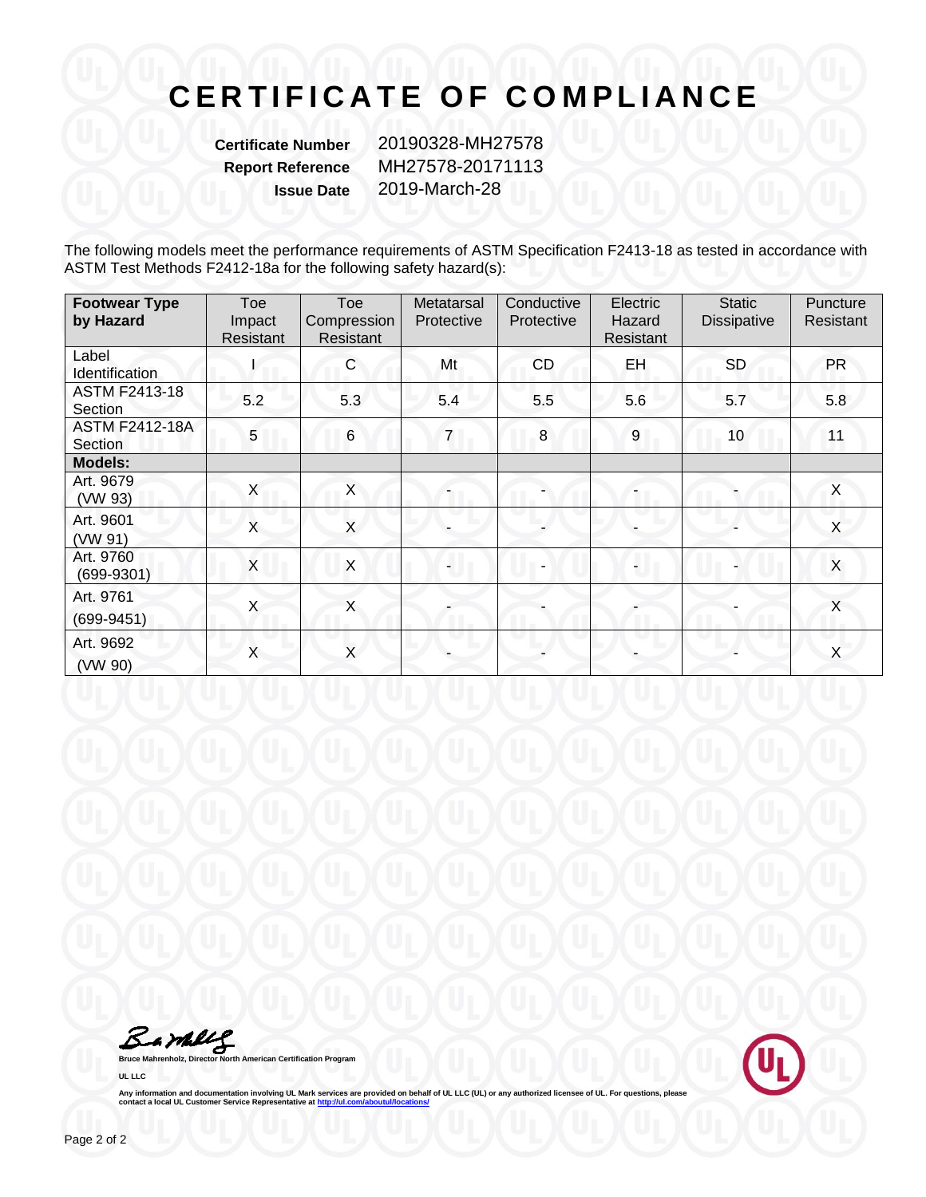# CERTIFICATE OF COMPLIANCE

**Certificate Number** 20190328-MH27578
**Report Reference** MH27578-20171113
**Issue Date** 2019-March-28

The following models meet the performance requirements of ASTM Specification F2413-18 as tested in accordance with ASTM Test Methods F2412-18a for the following safety hazard(s):

| **Footwear Type by Hazard** | Toe Impact Resistant | Toe Compression Resistant | Metatarsal Protective | Conductive Protective | Electric Hazard Resistant | Static Dissipative | Puncture Resistant |
|---|---|---|---|---|---|---|---|
| Label Identification | I | C | Mt | CD | EH | SD | PR |
| ASTM F2413-18 Section | 5.2 | 5.3 | 5.4 | 5.5 | 5.6 | 5.7 | 5.8 |
| ASTM F2412-18A Section | 5 | 6 | 7 | 8 | 9 | 10 | 11 |
| **Models:** | | | | | | | |
| Art. 9679 (VW 93) | X | X | - | - | - | - | X |
| Art. 9601 (VW 91) | X | X | - | - | - | - | X |
| Art. 9760 (699-9301) | X | X | - | - | - | - | X |
| Art. 9761 (699-9451) | X | X | - | - | - | - | X |
| Art. 9692 (VW 90) | X | X | - | - | - | - | X |

Bruce Mahrenholz, Director North American Certification Program

UL LLC

Any information and documentation involving UL Mark services are provided on behalf of UL LLC (UL) or any authorized licensee of UL. For questions, please contact a local UL Customer Service Representative at http://ul.com/aboutul/locations/